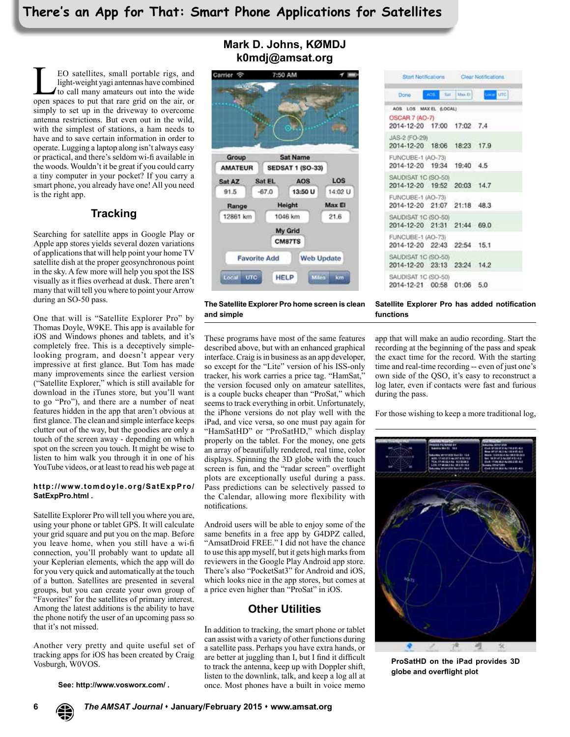# There's an App for That: Smart Phone Applications for Satellites

**Mark D. Johns, KØMDJ**
**k0mdj@amsat.org**

LEO satellites, small portable rigs, and light-weight yagi antennas have combined to call many amateurs out into the wide open spaces to put that rare grid on the air, or simply to set up in the driveway to overcome antenna restrictions. But even out in the wild, with the simplest of stations, a ham needs to have and to save certain information in order to operate. Lugging a laptop along isn't always easy or practical, and there's seldom wi-fi available in the woods. Wouldn't it be great if you could carry a tiny computer in your pocket? If you carry a smart phone, you already have one! All you need is the right app.

## Tracking

Searching for satellite apps in Google Play or Apple app stores yields several dozen variations of applications that will help point your home TV satellite dish at the proper geosynchronous point in the sky. A few more will help you spot the ISS visually as it flies overhead at dusk. There aren't many that will tell you where to point your Arrow during an SO-50 pass.

One that will is "Satellite Explorer Pro" by Thomas Doyle, W9KE. This app is available for iOS and Windows phones and tablets, and it's completely free. This is a deceptively simple-looking program, and doesn't appear very impressive at first glance. But Tom has made many improvements since the earliest version ("Satellite Explorer," which is still available for download in the iTunes store, but you'll want to go "Pro"), and there are a number of neat features hidden in the app that aren't obvious at first glance. The clean and simple interface keeps clutter out of the way, but the goodies are only a touch of the screen away - depending on which spot on the screen you touch. It might be wise to listen to him walk you through it in one of his YouTube videos, or at least to read his web page at

**http://www.tomdoyle.org/SatExpPro/SatExpPro.html .**

Satellite Explorer Pro will tell you where you are, using your phone or tablet GPS. It will calculate your grid square and put you on the map. Before you leave home, when you still have a wi-fi connection, you'll probably want to update all your Keplerian elements, which the app will do for you very quick and automatically at the touch of a button. Satellites are presented in several groups, but you can create your own group of "Favorites" for the satellites of primary interest. Among the latest additions is the ability to have the phone notify the user of an upcoming pass so that it's not missed.

Another very pretty and quite useful set of tracking apps for iOS has been created by Craig Vosburgh, W0VOS.

**See: http://www.vosworx.com/ .**

**The Satellite Explorer Pro home screen is clean and simple**

**Satellite Explorer Pro has added notification functions**

These programs have most of the same features described above, but with an enhanced graphical interface. Craig is in business as an app developer, so except for the "Lite" version of his ISS-only tracker, his work carries a price tag. "HamSat," the version focused only on amateur satellites, is a couple bucks cheaper than "ProSat," which seems to track everything in orbit. Unfortunately, the iPhone versions do not play well with the iPad, and vice versa, so one must pay again for "HamSatHD" or "ProSatHD," which display properly on the tablet. For the money, one gets an array of beautifully rendered, real time, color displays. Spinning the 3D globe with the touch screen is fun, and the "radar screen" overflight plots are exceptionally useful during a pass. Pass predictions can be selectively passed to the Calendar, allowing more flexibility with notifications.

Android users will be able to enjoy some of the same benefits in a free app by G4DPZ called, "AmsatDroid FREE." I did not have the chance to use this app myself, but it gets high marks from reviewers in the Google Play Android app store. There's also "PocketSat3" for Android and iOS, which looks nice in the app stores, but comes at a price even higher than "ProSat" in iOS.

## Other Utilities

In addition to tracking, the smart phone or tablet can assist with a variety of other functions during a satellite pass. Perhaps you have extra hands, or are better at juggling than I, but I find it difficult to track the antenna, keep up with Doppler shift, listen to the downlink, talk, and keep a log all at once. Most phones have a built in voice memo app that will make an audio recording. Start the recording at the beginning of the pass and speak the exact time for the record. With the starting time and real-time recording -- even of just one's own side of the QSO, it's easy to reconstruct a log later, even if contacts were fast and furious during the pass.

For those wishing to keep a more traditional log,

**ProSatHD on the iPad provides 3D globe and overflight plot**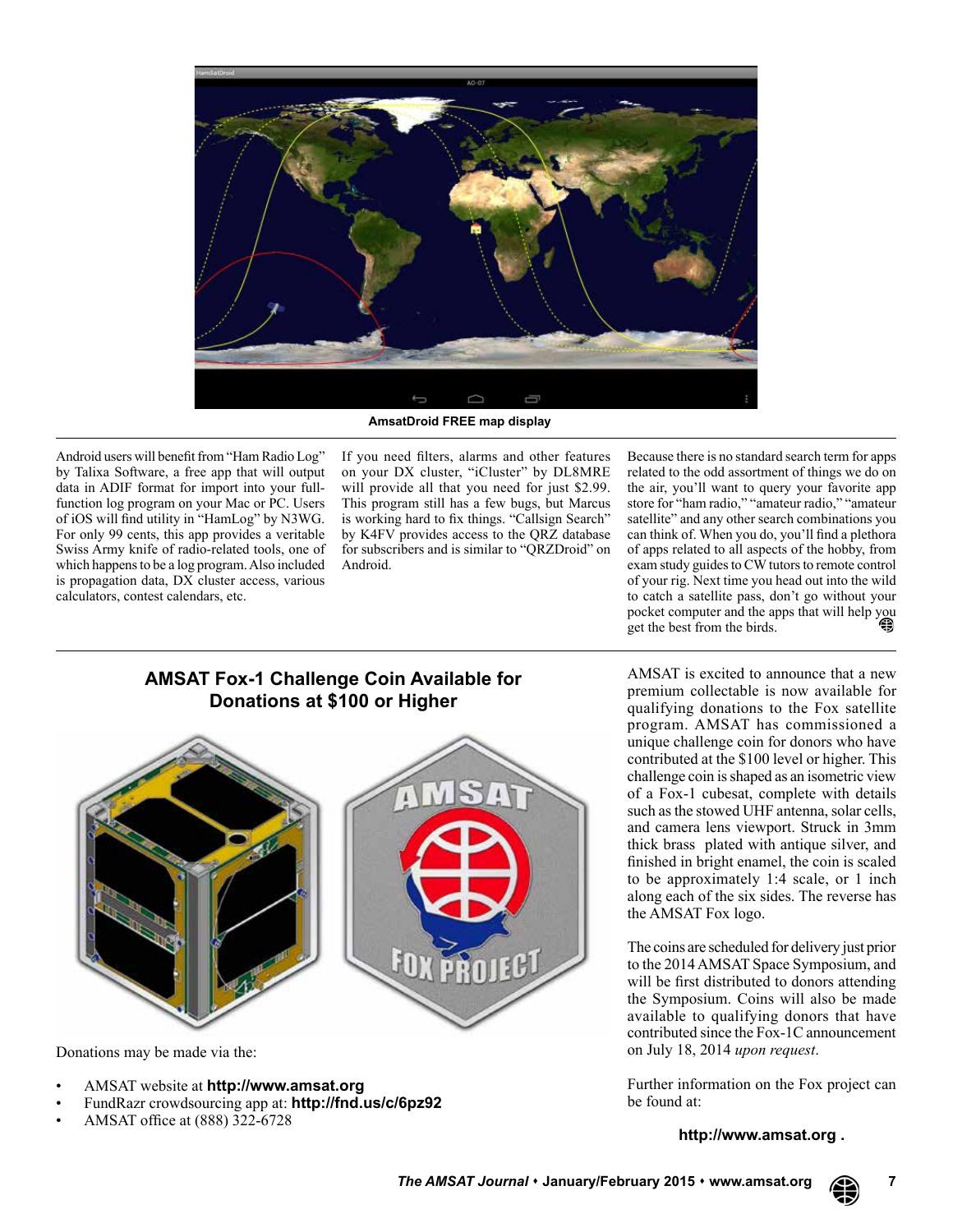AmsatDroid FREE map display

Android users will benefit from "Ham Radio Log" by Talixa Software, a free app that will output data in ADIF format for import into your full-function log program on your Mac or PC. Users of iOS will find utility in "HamLog" by N3WG. For only 99 cents, this app provides a veritable Swiss Army knife of radio-related tools, one of which happens to be a log program. Also included is propagation data, DX cluster access, various calculators, contest calendars, etc.

If you need filters, alarms and other features on your DX cluster, "iCluster" by DL8MRE will provide all that you need for just $2.99. This program still has a few bugs, but Marcus is working hard to fix things. "Callsign Search" by K4FV provides access to the QRZ database for subscribers and is similar to "QRZDroid" on Android.

Because there is no standard search term for apps related to the odd assortment of things we do on the air, you'll want to query your favorite app store for "ham radio," "amateur radio," "amateur satellite" and any other search combinations you can think of. When you do, you'll find a plethora of apps related to all aspects of the hobby, from exam study guides to CW tutors to remote control of your rig. Next time you head out into the wild to catch a satellite pass, don't go without your pocket computer and the apps that will help you get the best from the birds.

## AMSAT Fox-1 Challenge Coin Available for Donations at $100 or Higher

Donations may be made via the:

- AMSAT website at **http://www.amsat.org**
- FundRazr crowdsourcing app at: **http://fnd.us/c/6pz92**
- AMSAT office at (888) 322-6728

AMSAT is excited to announce that a new premium collectable is now available for qualifying donations to the Fox satellite program. AMSAT has commissioned a unique challenge coin for donors who have contributed at the $100 level or higher. This challenge coin is shaped as an isometric view of a Fox-1 cubesat, complete with details such as the stowed UHF antenna, solar cells, and camera lens viewport. Struck in 3mm thick brass plated with antique silver, and finished in bright enamel, the coin is scaled to be approximately 1:4 scale, or 1 inch along each of the six sides. The reverse has the AMSAT Fox logo.

The coins are scheduled for delivery just prior to the 2014 AMSAT Space Symposium, and will be first distributed to donors attending the Symposium. Coins will also be made available to qualifying donors that have contributed since the Fox-1C announcement on July 18, 2014 *upon request*.

Further information on the Fox project can be found at:

**http://www.amsat.org .**